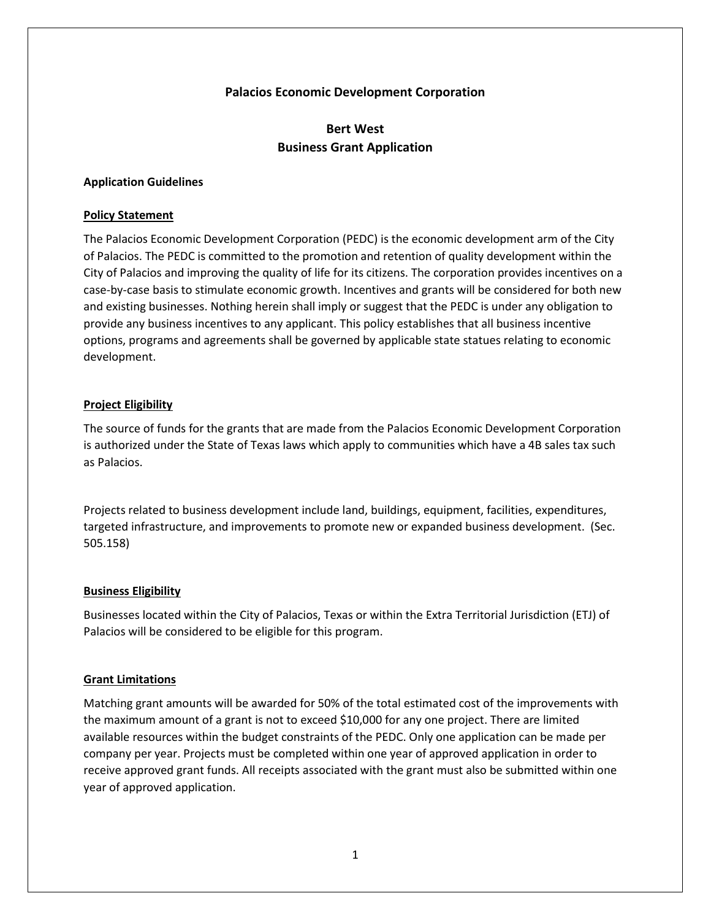# Palacios Economic Development Corporation

## Bert West
## Business Grant Application

**Application Guidelines**

**Policy Statement**

The Palacios Economic Development Corporation (PEDC) is the economic development arm of the City of Palacios. The PEDC is committed to the promotion and retention of quality development within the City of Palacios and improving the quality of life for its citizens. The corporation provides incentives on a case-by-case basis to stimulate economic growth. Incentives and grants will be considered for both new and existing businesses. Nothing herein shall imply or suggest that the PEDC is under any obligation to provide any business incentives to any applicant. This policy establishes that all business incentive options, programs and agreements shall be governed by applicable state statues relating to economic development.

**Project Eligibility**

The source of funds for the grants that are made from the Palacios Economic Development Corporation is authorized under the State of Texas laws which apply to communities which have a 4B sales tax such as Palacios.

Projects related to business development include land, buildings, equipment, facilities, expenditures, targeted infrastructure, and improvements to promote new or expanded business development. (Sec. 505.158)

**Business Eligibility**

Businesses located within the City of Palacios, Texas or within the Extra Territorial Jurisdiction (ETJ) of Palacios will be considered to be eligible for this program.

**Grant Limitations**

Matching grant amounts will be awarded for 50% of the total estimated cost of the improvements with the maximum amount of a grant is not to exceed $10,000 for any one project. There are limited available resources within the budget constraints of the PEDC. Only one application can be made per company per year. Projects must be completed within one year of approved application in order to receive approved grant funds. All receipts associated with the grant must also be submitted within one year of approved application.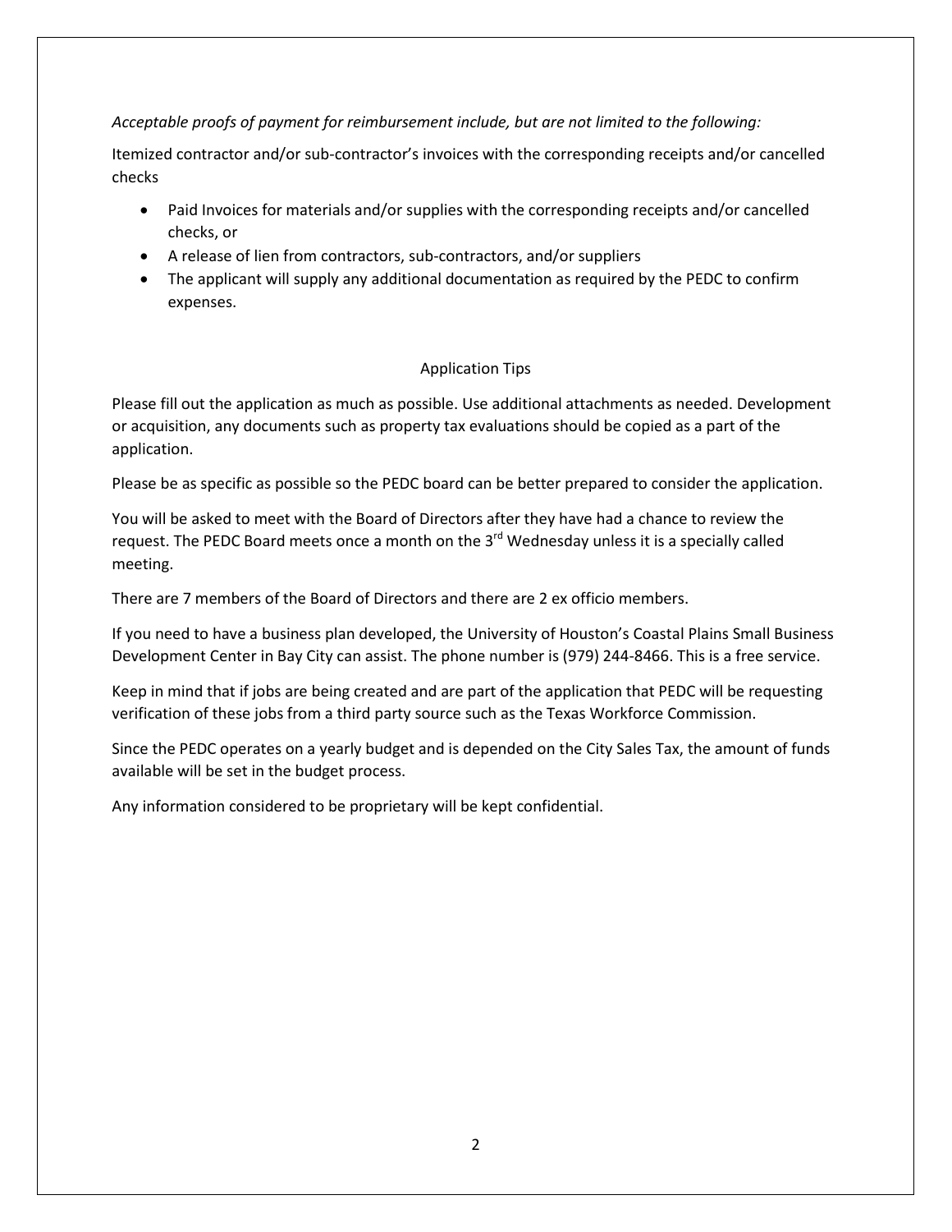*Acceptable proofs of payment for reimbursement include, but are not limited to the following:*

Itemized contractor and/or sub-contractor's invoices with the corresponding receipts and/or cancelled checks

- Paid Invoices for materials and/or supplies with the corresponding receipts and/or cancelled checks, or
- A release of lien from contractors, sub-contractors, and/or suppliers
- The applicant will supply any additional documentation as required by the PEDC to confirm expenses.

## Application Tips

Please fill out the application as much as possible. Use additional attachments as needed. Development or acquisition, any documents such as property tax evaluations should be copied as a part of the application.

Please be as specific as possible so the PEDC board can be better prepared to consider the application.

You will be asked to meet with the Board of Directors after they have had a chance to review the request. The PEDC Board meets once a month on the 3rd Wednesday unless it is a specially called meeting.

There are 7 members of the Board of Directors and there are 2 ex officio members.

If you need to have a business plan developed, the University of Houston's Coastal Plains Small Business Development Center in Bay City can assist. The phone number is (979) 244-8466. This is a free service.

Keep in mind that if jobs are being created and are part of the application that PEDC will be requesting verification of these jobs from a third party source such as the Texas Workforce Commission.

Since the PEDC operates on a yearly budget and is depended on the City Sales Tax, the amount of funds available will be set in the budget process.

Any information considered to be proprietary will be kept confidential.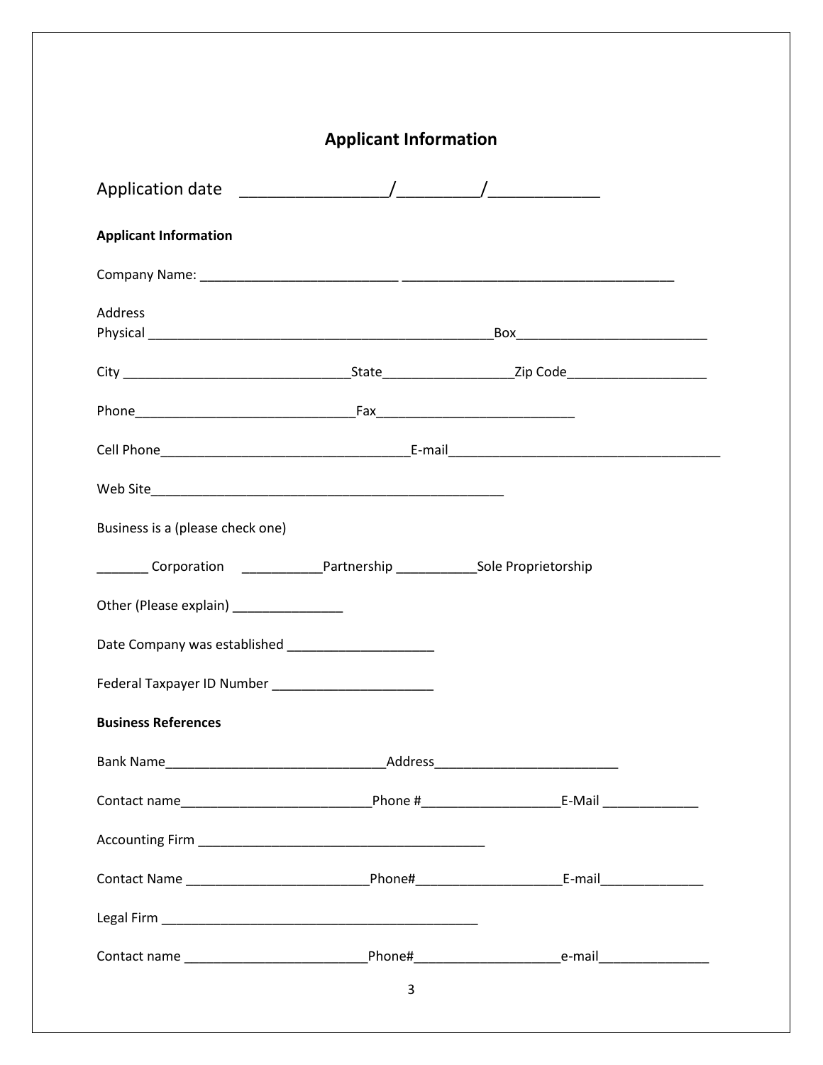## Applicant Information

Application date ________________/_________/____________

**Applicant Information**

Company Name: ____________________________ ______________________________________

Address

Physical _________________________________________________Box__________________________

City _______________________________State_________________Zip Code___________________

Phone______________________________Fax___________________________

Cell Phone__________________________________E-mail______________________________________

Web Site_________________________________________________

Business is a (please check one)

_______ Corporation ___________Partnership ___________Sole Proprietorship

Other (Please explain) _______________

Date Company was established ____________________

Federal Taxpayer ID Number ______________________

**Business References**

Bank Name______________________________Address_________________________

Contact name__________________________Phone #__________________E-Mail _____________

Accounting Firm ________________________________________

Contact Name ________________________Phone#___________________E-mail______________

Legal Firm ____________________________________________

Contact name ________________________Phone#___________________e-mail_______________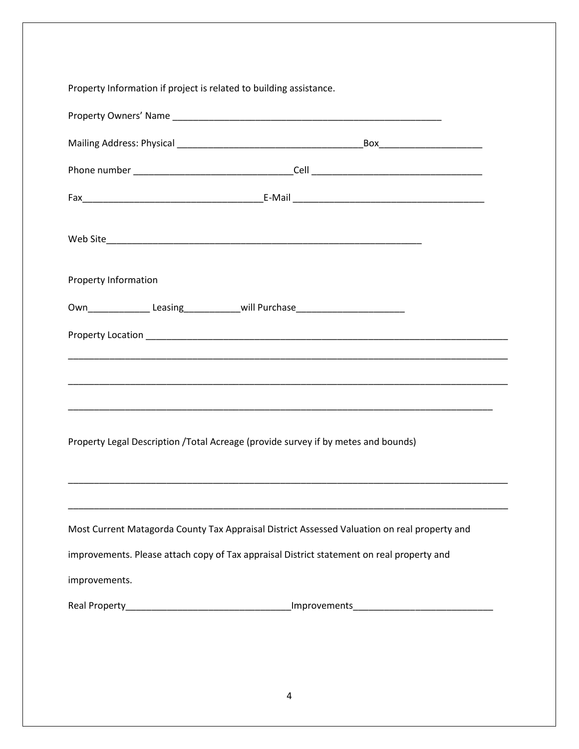Property Information if project is related to building assistance.

Property Owners' Name ______________________________________________________

Mailing Address: Physical ____________________________________Box____________________

Phone number ______________________________Cell _________________________________

Fax___________________________________E-Mail _____________________________________

Web Site_______________________________________________________________

Property Information

Own____________ Leasing___________will Purchase_____________________

Property Location ________________________________________________________________________

_________________________________________________________________________________________

_________________________________________________________________________________________

______________________________________________________________________________________

Property Legal Description /Total Acreage (provide survey if by metes and bounds)

_________________________________________________________________________________________

_________________________________________________________________________________________

Most Current Matagorda County Tax Appraisal District Assessed Valuation on real property and improvements. Please attach copy of Tax appraisal District statement on real property and improvements.

Real Property________________________________Improvements___________________________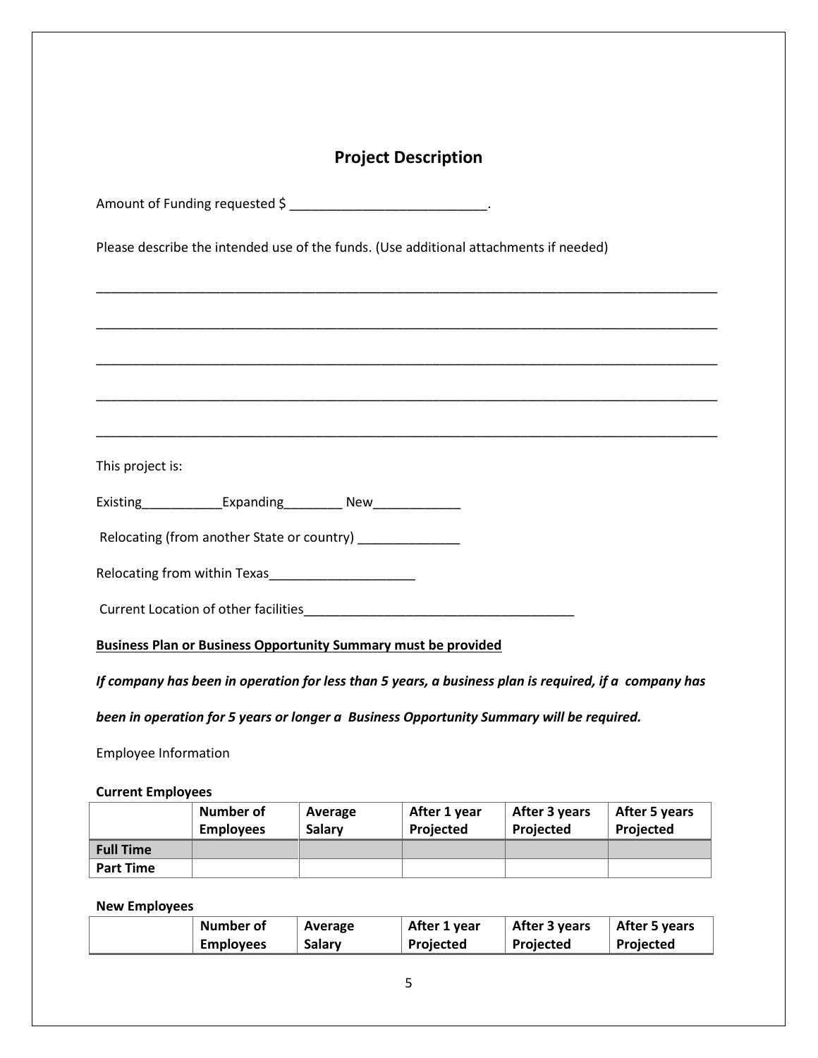## Project Description

Amount of Funding requested $ ___________________________.

Please describe the intended use of the funds. (Use additional attachments if needed)

_____________________________________________________________________________________

_____________________________________________________________________________________

_____________________________________________________________________________________

_____________________________________________________________________________________

_____________________________________________________________________________________

This project is:

Existing___________Expanding________ New____________

Relocating (from another State or country) ______________

Relocating from within Texas____________________

Current Location of other facilities_____________________________________

**Business Plan or Business Opportunity Summary must be provided**

***If company has been in operation for less than 5 years, a business plan is required, if a company has been in operation for 5 years or longer a Business Opportunity Summary will be required.***

Employee Information

**Current Employees**

| | Number of Employees | Average Salary | After 1 year Projected | After 3 years Projected | After 5 years Projected |
|---|---|---|---|---|---|
| **Full Time** | | | | | |
| **Part Time** | | | | | |

**New Employees**

| | Number of Employees | Average Salary | After 1 year Projected | After 3 years Projected | After 5 years Projected |
|---|---|---|---|---|---|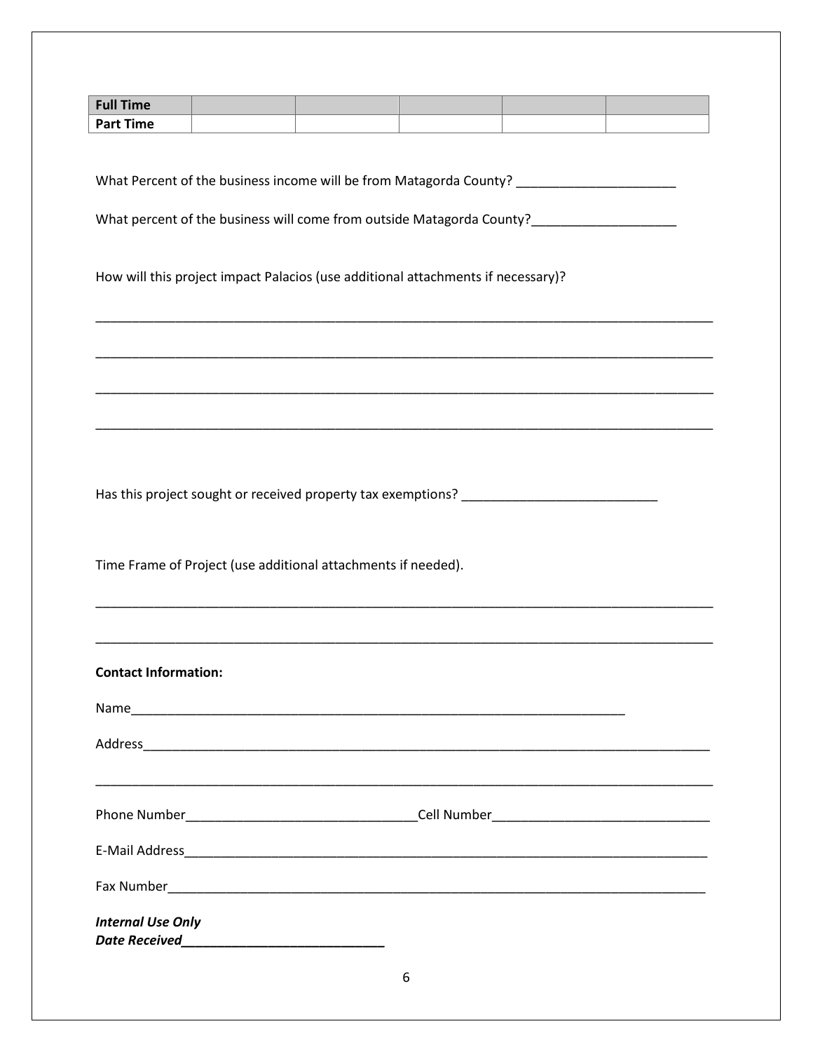| Full Time | | | | | |
|---|---|---|---|---|---|
| Part Time | | | | | |

What Percent of the business income will be from Matagorda County? ______________________

What percent of the business will come from outside Matagorda County?____________________

How will this project impact Palacios (use additional attachments if necessary)?

_______________________________________________________________________________________

_______________________________________________________________________________________

_______________________________________________________________________________________

_______________________________________________________________________________________

Has this project sought or received property tax exemptions? ___________________________

Time Frame of Project (use additional attachments if needed).

_______________________________________________________________________________________

_______________________________________________________________________________________

**Contact Information:**

Name_______________________________________________________________________

Address_____________________________________________________________________________

_______________________________________________________________________________________

Phone Number________________________________Cell Number______________________________

E-Mail Address_______________________________________________________________________

Fax Number__________________________________________________________________________

***Internal Use Only***
***Date Received____________________________***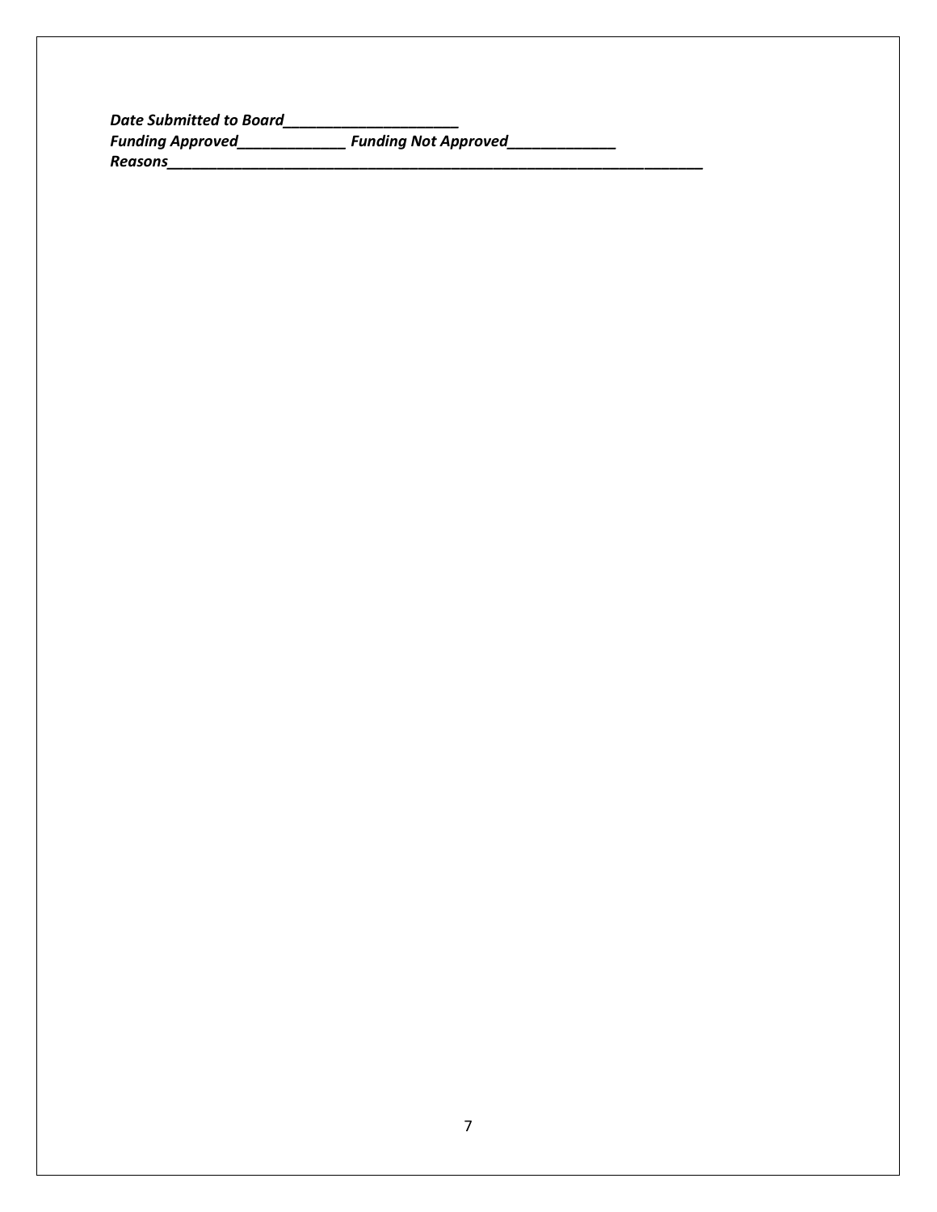***Date Submitted to Board_____________________***
***Funding Approved_____________ Funding Not Approved_____________***
***Reasons_______________________________________________________________***